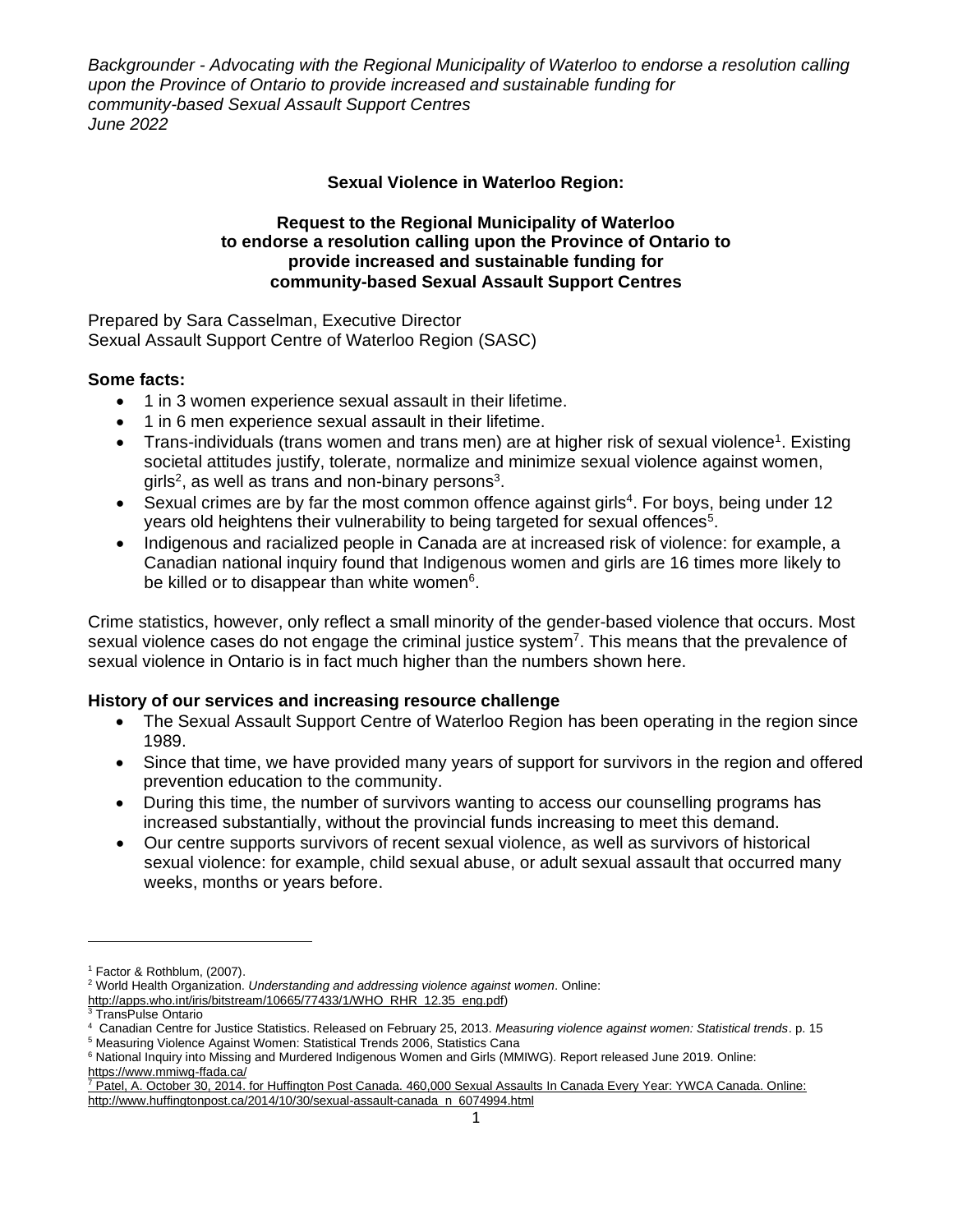*Backgrounder - Advocating with the Regional Municipality of Waterloo to endorse a resolution calling upon the Province of Ontario to provide increased and sustainable funding for community-based Sexual Assault Support Centres*
*June 2022*

**Sexual Violence in Waterloo Region:**

**Request to the Regional Municipality of Waterloo to endorse a resolution calling upon the Province of Ontario to provide increased and sustainable funding for community-based Sexual Assault Support Centres**

Prepared by Sara Casselman, Executive Director
Sexual Assault Support Centre of Waterloo Region (SASC)

**Some facts:**

- 1 in 3 women experience sexual assault in their lifetime.
- 1 in 6 men experience sexual assault in their lifetime.
- Trans-individuals (trans women and trans men) are at higher risk of sexual violence[1]. Existing societal attitudes justify, tolerate, normalize and minimize sexual violence against women, girls[2], as well as trans and non-binary persons[3].
- Sexual crimes are by far the most common offence against girls[4]. For boys, being under 12 years old heightens their vulnerability to being targeted for sexual offences[5].
- Indigenous and racialized people in Canada are at increased risk of violence: for example, a Canadian national inquiry found that Indigenous women and girls are 16 times more likely to be killed or to disappear than white women[6].

Crime statistics, however, only reflect a small minority of the gender-based violence that occurs. Most sexual violence cases do not engage the criminal justice system[7]. This means that the prevalence of sexual violence in Ontario is in fact much higher than the numbers shown here.

**History of our services and increasing resource challenge**

- The Sexual Assault Support Centre of Waterloo Region has been operating in the region since 1989.
- Since that time, we have provided many years of support for survivors in the region and offered prevention education to the community.
- During this time, the number of survivors wanting to access our counselling programs has increased substantially, without the provincial funds increasing to meet this demand.
- Our centre supports survivors of recent sexual violence, as well as survivors of historical sexual violence: for example, child sexual abuse, or adult sexual assault that occurred many weeks, months or years before.

---

[1] Factor & Rothblum, (2007).
[2] World Health Organization. *Understanding and addressing violence against women*. Online: http://apps.who.int/iris/bitstream/10665/77433/1/WHO_RHR_12.35_eng.pdf)
[3] TransPulse Ontario
[4] Canadian Centre for Justice Statistics. Released on February 25, 2013. *Measuring violence against women: Statistical trends*. p. 15
[5] Measuring Violence Against Women: Statistical Trends 2006, Statistics Cana
[6] National Inquiry into Missing and Murdered Indigenous Women and Girls (MMIWG). Report released June 2019. Online: https://www.mmiwg-ffada.ca/
[7] Patel, A. October 30, 2014. for Huffington Post Canada. 460,000 Sexual Assaults In Canada Every Year: YWCA Canada. Online: http://www.huffingtonpost.ca/2014/10/30/sexual-assault-canada_n_6074994.html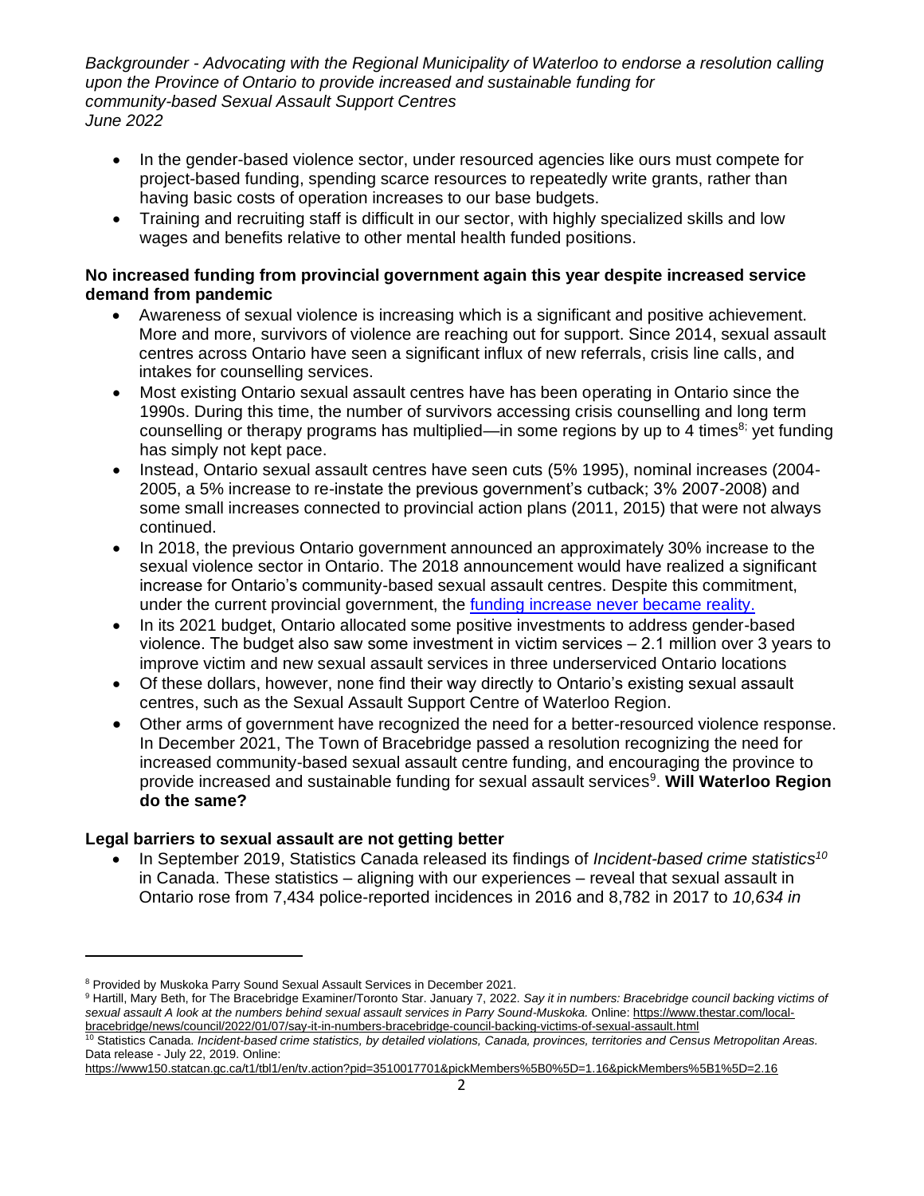- In the gender-based violence sector, under resourced agencies like ours must compete for project-based funding, spending scarce resources to repeatedly write grants, rather than having basic costs of operation increases to our base budgets.
- Training and recruiting staff is difficult in our sector, with highly specialized skills and low wages and benefits relative to other mental health funded positions.

**No increased funding from provincial government again this year despite increased service demand from pandemic**

- Awareness of sexual violence is increasing which is a significant and positive achievement. More and more, survivors of violence are reaching out for support. Since 2014, sexual assault centres across Ontario have seen a significant influx of new referrals, crisis line calls, and intakes for counselling services.
- Most existing Ontario sexual assault centres have has been operating in Ontario since the 1990s. During this time, the number of survivors accessing crisis counselling and long term counselling or therapy programs has multiplied—in some regions by up to 4 times[8;] yet funding has simply not kept pace.
- Instead, Ontario sexual assault centres have seen cuts (5% 1995), nominal increases (2004-2005, a 5% increase to re-instate the previous government's cutback; 3% 2007-2008) and some small increases connected to provincial action plans (2011, 2015) that were not always continued.
- In 2018, the previous Ontario government announced an approximately 30% increase to the sexual violence sector in Ontario. The 2018 announcement would have realized a significant increase for Ontario's community-based sexual assault centres. Despite this commitment, under the current provincial government, the funding increase never became reality.
- In its 2021 budget, Ontario allocated some positive investments to address gender-based violence. The budget also saw some investment in victim services – 2.1 million over 3 years to improve victim and new sexual assault services in three underserviced Ontario locations
- Of these dollars, however, none find their way directly to Ontario's existing sexual assault centres, such as the Sexual Assault Support Centre of Waterloo Region.
- Other arms of government have recognized the need for a better-resourced violence response. In December 2021, The Town of Bracebridge passed a resolution recognizing the need for increased community-based sexual assault centre funding, and encouraging the province to provide increased and sustainable funding for sexual assault services[9]. **Will Waterloo Region do the same?**

**Legal barriers to sexual assault are not getting better**

- In September 2019, Statistics Canada released its findings of *Incident-based crime statistics*[10] in Canada. These statistics – aligning with our experiences – reveal that sexual assault in Ontario rose from 7,434 police-reported incidences in 2016 and 8,782 in 2017 to *10,634 in*

---

[8] Provided by Muskoka Parry Sound Sexual Assault Services in December 2021.

[9] Hartill, Mary Beth, for The Bracebridge Examiner/Toronto Star. January 7, 2022. *Say it in numbers: Bracebridge council backing victims of sexual assault A look at the numbers behind sexual assault services in Parry Sound-Muskoka.* Online: https://www.thestar.com/local-bracebridge/news/council/2022/01/07/say-it-in-numbers-bracebridge-council-backing-victims-of-sexual-assault.html

[10] Statistics Canada. *Incident-based crime statistics, by detailed violations, Canada, provinces, territories and Census Metropolitan Areas.* Data release - July 22, 2019. Online: https://www150.statcan.gc.ca/t1/tbl1/en/tv.action?pid=3510017701&pickMembers%5B0%5D=1.16&pickMembers%5B1%5D=2.16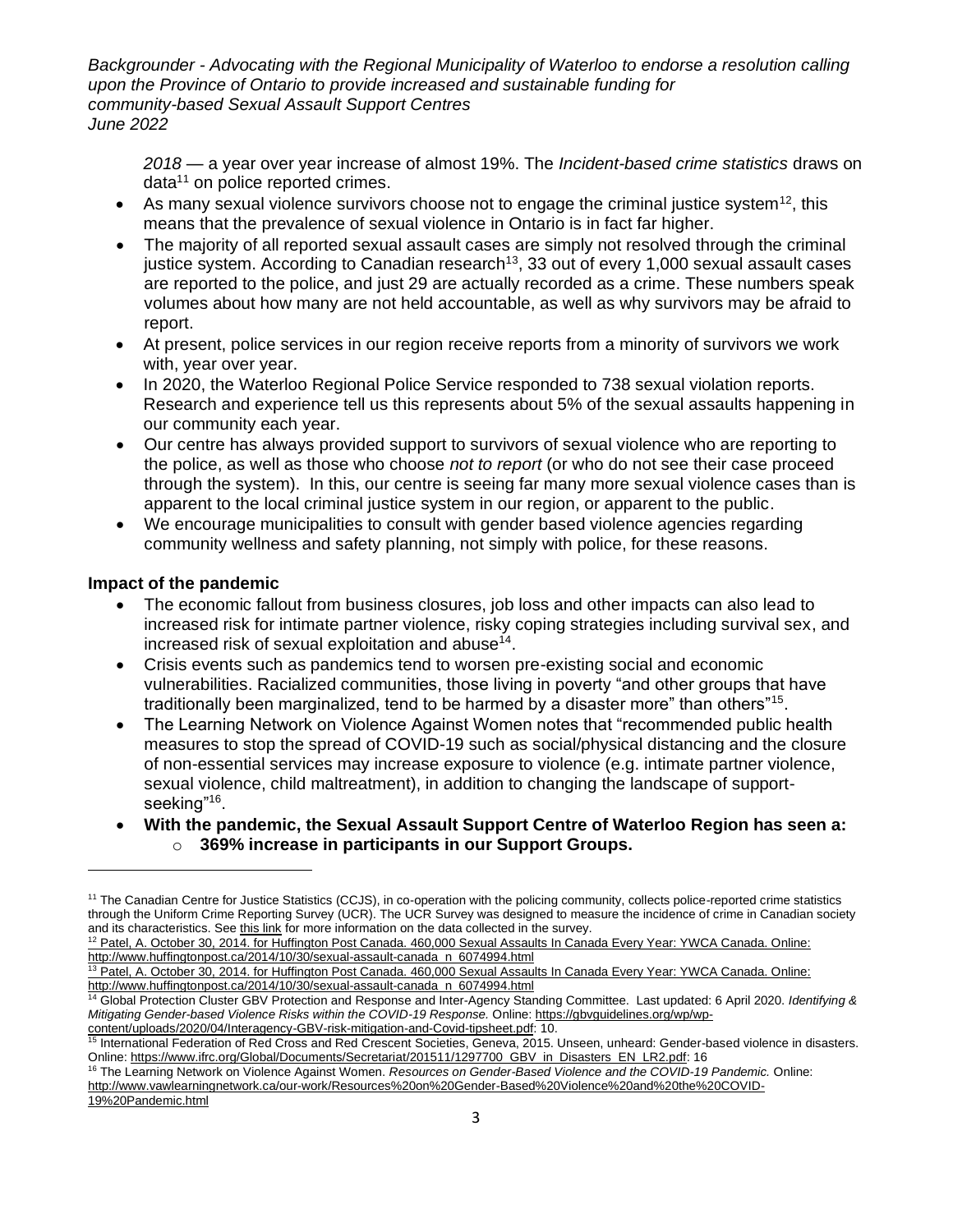*2018* — a year over year increase of almost 19%. The *Incident-based crime statistics* draws on data[11] on police reported crimes.

- As many sexual violence survivors choose not to engage the criminal justice system[12], this means that the prevalence of sexual violence in Ontario is in fact far higher.
- The majority of all reported sexual assault cases are simply not resolved through the criminal justice system. According to Canadian research[13], 33 out of every 1,000 sexual assault cases are reported to the police, and just 29 are actually recorded as a crime. These numbers speak volumes about how many are not held accountable, as well as why survivors may be afraid to report.
- At present, police services in our region receive reports from a minority of survivors we work with, year over year.
- In 2020, the Waterloo Regional Police Service responded to 738 sexual violation reports. Research and experience tell us this represents about 5% of the sexual assaults happening in our community each year.
- Our centre has always provided support to survivors of sexual violence who are reporting to the police, as well as those who choose *not to report* (or who do not see their case proceed through the system). In this, our centre is seeing far many more sexual violence cases than is apparent to the local criminal justice system in our region, or apparent to the public.
- We encourage municipalities to consult with gender based violence agencies regarding community wellness and safety planning, not simply with police, for these reasons.

**Impact of the pandemic**

- The economic fallout from business closures, job loss and other impacts can also lead to increased risk for intimate partner violence, risky coping strategies including survival sex, and increased risk of sexual exploitation and abuse[14].
- Crisis events such as pandemics tend to worsen pre-existing social and economic vulnerabilities. Racialized communities, those living in poverty "and other groups that have traditionally been marginalized, tend to be harmed by a disaster more" than others"[15].
- The Learning Network on Violence Against Women notes that "recommended public health measures to stop the spread of COVID-19 such as social/physical distancing and the closure of non-essential services may increase exposure to violence (e.g. intimate partner violence, sexual violence, child maltreatment), in addition to changing the landscape of support-seeking"[16].
- **With the pandemic, the Sexual Assault Support Centre of Waterloo Region has seen a:**
  - **369% increase in participants in our Support Groups.**

---

[11] The Canadian Centre for Justice Statistics (CCJS), in co-operation with the policing community, collects police-reported crime statistics through the Uniform Crime Reporting Survey (UCR). The UCR Survey was designed to measure the incidence of crime in Canadian society and its characteristics. See this link for more information on the data collected in the survey.

[12] Patel, A. October 30, 2014. for Huffington Post Canada. 460,000 Sexual Assaults In Canada Every Year: YWCA Canada. Online: http://www.huffingtonpost.ca/2014/10/30/sexual-assault-canada_n_6074994.html

[13] Patel, A. October 30, 2014. for Huffington Post Canada. 460,000 Sexual Assaults In Canada Every Year: YWCA Canada. Online: http://www.huffingtonpost.ca/2014/10/30/sexual-assault-canada_n_6074994.html

[14] Global Protection Cluster GBV Protection and Response and Inter-Agency Standing Committee. Last updated: 6 April 2020. *Identifying & Mitigating Gender-based Violence Risks within the COVID-19 Response.* Online: https://gbvguidelines.org/wp/wp-content/uploads/2020/04/Interagency-GBV-risk-mitigation-and-Covid-tipsheet.pdf: 10.

[15] International Federation of Red Cross and Red Crescent Societies, Geneva, 2015. Unseen, unheard: Gender-based violence in disasters. Online: https://www.ifrc.org/Global/Documents/Secretariat/201511/1297700_GBV_in_Disasters_EN_LR2.pdf: 16

[16] The Learning Network on Violence Against Women. *Resources on Gender-Based Violence and the COVID-19 Pandemic.* Online: http://www.vawlearningnetwork.ca/our-work/Resources%20on%20Gender-Based%20Violence%20and%20the%20COVID-19%20Pandemic.html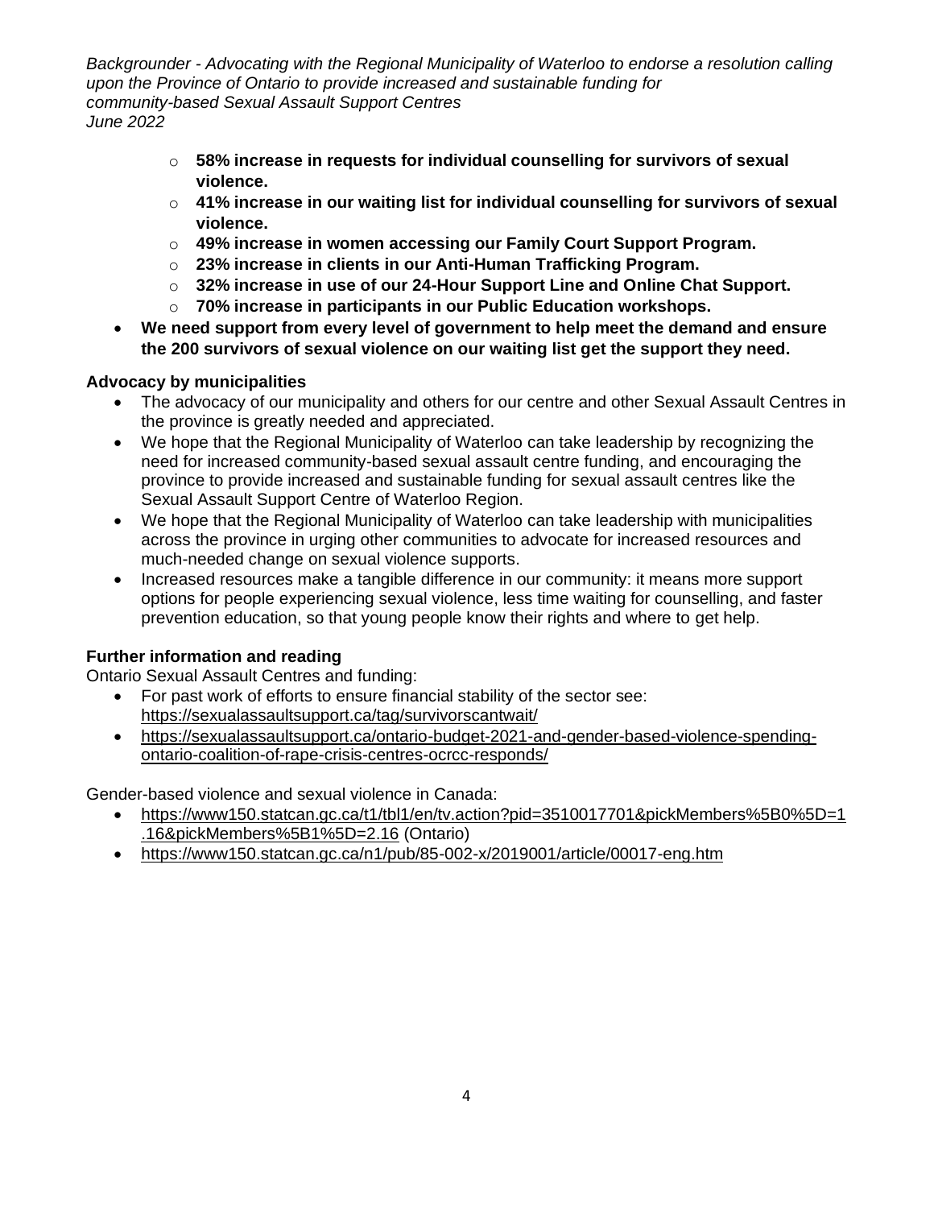- **58% increase in requests for individual counselling for survivors of sexual violence.**
  - **41% increase in our waiting list for individual counselling for survivors of sexual violence.**
  - **49% increase in women accessing our Family Court Support Program.**
  - **23% increase in clients in our Anti-Human Trafficking Program.**
  - **32% increase in use of our 24-Hour Support Line and Online Chat Support.**
  - **70% increase in participants in our Public Education workshops.**
- **We need support from every level of government to help meet the demand and ensure the 200 survivors of sexual violence on our waiting list get the support they need.**

**Advocacy by municipalities**

- The advocacy of our municipality and others for our centre and other Sexual Assault Centres in the province is greatly needed and appreciated.
- We hope that the Regional Municipality of Waterloo can take leadership by recognizing the need for increased community-based sexual assault centre funding, and encouraging the province to provide increased and sustainable funding for sexual assault centres like the Sexual Assault Support Centre of Waterloo Region.
- We hope that the Regional Municipality of Waterloo can take leadership with municipalities across the province in urging other communities to advocate for increased resources and much-needed change on sexual violence supports.
- Increased resources make a tangible difference in our community: it means more support options for people experiencing sexual violence, less time waiting for counselling, and faster prevention education, so that young people know their rights and where to get help.

**Further information and reading**

Ontario Sexual Assault Centres and funding:

- For past work of efforts to ensure financial stability of the sector see: https://sexualassaultsupport.ca/tag/survivorscantwait/
- https://sexualassaultsupport.ca/ontario-budget-2021-and-gender-based-violence-spending-ontario-coalition-of-rape-crisis-centres-ocrcc-responds/

Gender-based violence and sexual violence in Canada:

- https://www150.statcan.gc.ca/t1/tbl1/en/tv.action?pid=3510017701&pickMembers%5B0%5D=1.16&pickMembers%5B1%5D=2.16 (Ontario)
- https://www150.statcan.gc.ca/n1/pub/85-002-x/2019001/article/00017-eng.htm